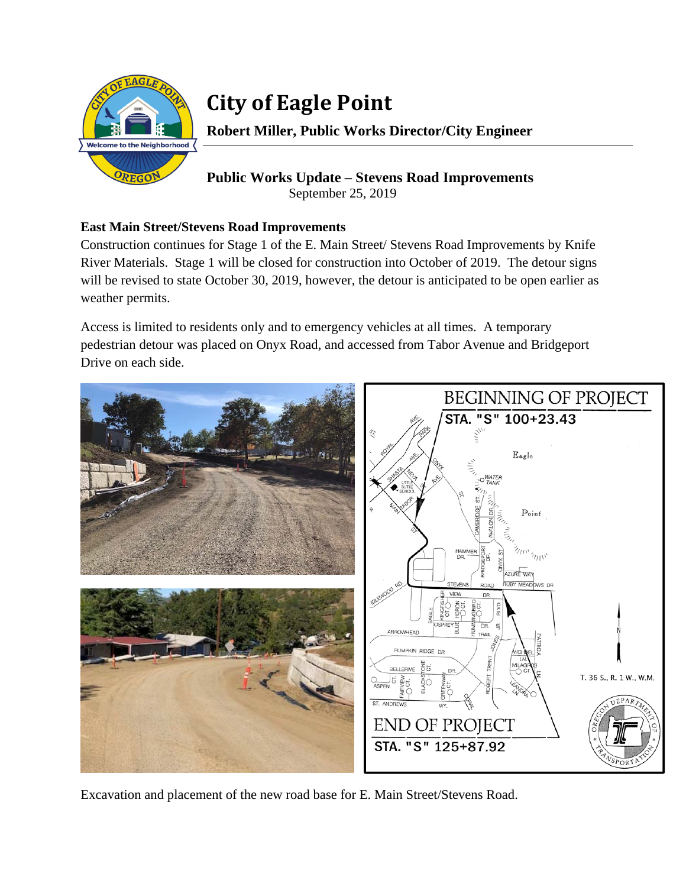# City of Eagle Point

**Robert Miller, Public Works Director/City Engineer**

## Public Works Update – Stevens Road Improvements

September 25, 2019

### East Main Street/Stevens Road Improvements

Construction continues for Stage 1 of the E. Main Street/ Stevens Road Improvements by Knife River Materials. Stage 1 will be closed for construction into October of 2019. The detour signs will be revised to state October 30, 2019, however, the detour is anticipated to be open earlier as weather permits.

Access is limited to residents only and to emergency vehicles at all times. A temporary pedestrian detour was placed on Onyx Road, and accessed from Tabor Avenue and Bridgeport Drive on each side.

Excavation and placement of the new road base for E. Main Street/Stevens Road.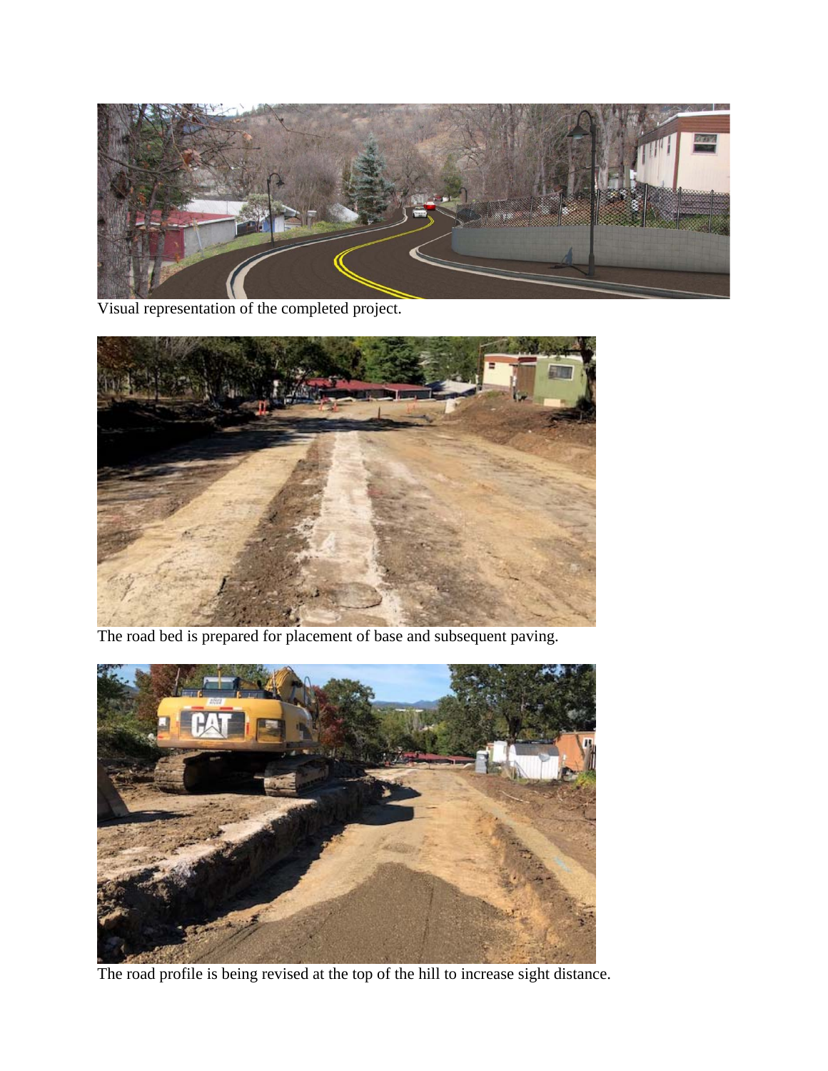Visual representation of the completed project.

The road bed is prepared for placement of base and subsequent paving.

The road profile is being revised at the top of the hill to increase sight distance.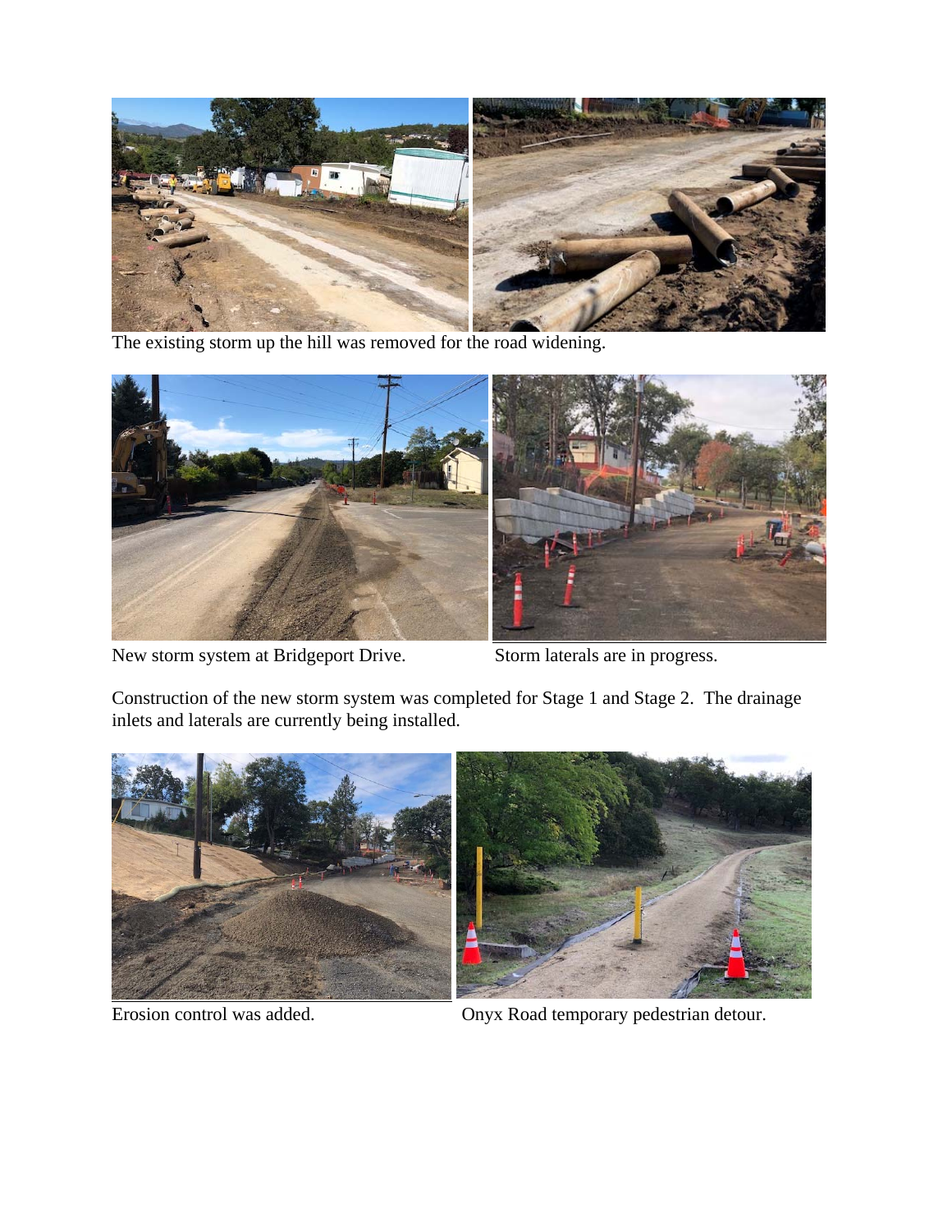The existing storm up the hill was removed for the road widening.

New storm system at Bridgeport Drive.

Storm laterals are in progress.

Construction of the new storm system was completed for Stage 1 and Stage 2. The drainage inlets and laterals are currently being installed.

Erosion control was added.

Onyx Road temporary pedestrian detour.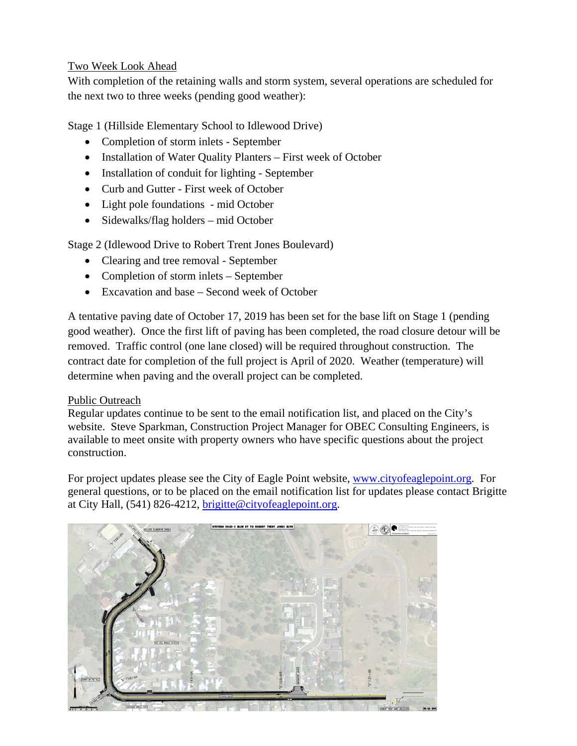## Two Week Look Ahead

With completion of the retaining walls and storm system, several operations are scheduled for the next two to three weeks (pending good weather):

Stage 1 (Hillside Elementary School to Idlewood Drive)

- Completion of storm inlets - September
- Installation of Water Quality Planters – First week of October
- Installation of conduit for lighting - September
- Curb and Gutter - First week of October
- Light pole foundations - mid October
- Sidewalks/flag holders – mid October

Stage 2 (Idlewood Drive to Robert Trent Jones Boulevard)

- Clearing and tree removal - September
- Completion of storm inlets – September
- Excavation and base – Second week of October

A tentative paving date of October 17, 2019 has been set for the base lift on Stage 1 (pending good weather). Once the first lift of paving has been completed, the road closure detour will be removed. Traffic control (one lane closed) will be required throughout construction. The contract date for completion of the full project is April of 2020. Weather (temperature) will determine when paving and the overall project can be completed.

## Public Outreach

Regular updates continue to be sent to the email notification list, and placed on the City's website. Steve Sparkman, Construction Project Manager for OBEC Consulting Engineers, is available to meet onsite with property owners who have specific questions about the project construction.

For project updates please see the City of Eagle Point website, [www.cityofeaglepoint.org](http://www.cityofeaglepoint.org). For general questions, or to be placed on the email notification list for updates please contact Brigitte at City Hall, (541) 826-4212, [brigitte@cityofeaglepoint.org](mailto:brigitte@cityofeaglepoint.org).